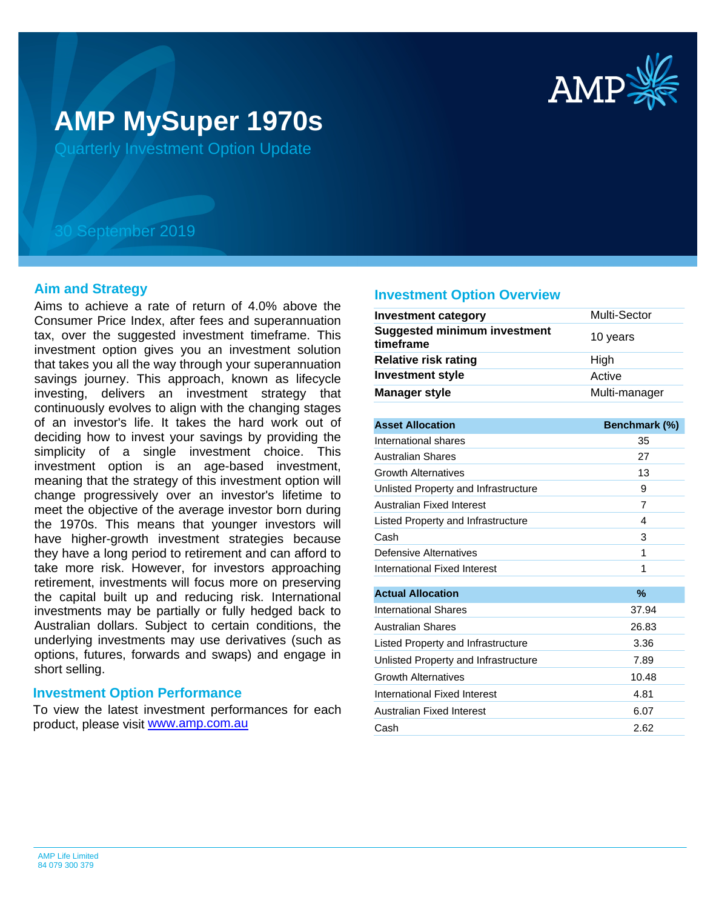# AMP MySuper 1970s

Quarterly Investment Option Update

30 September 2019

## Aim and Strategy

Aims to achieve a rate of return of 4.0% above the Consumer Price Index, after fees and superannuation tax, over the suggested investment timeframe. This investment option gives you an investment solution that takes you all the way through your superannuation savings journey. This approach, known as lifecycle investing, delivers an investment strategy that continuously evolves to align with the changing stages of an investor's life. It takes the hard work out of deciding how to invest your savings by providing the simplicity of a single investment choice. This investment option is an age-based investment, meaning that the strategy of this investment option will change progressively over an investor's lifetime to meet the objective of the average investor born during the 1970s. This means that younger investors will have higher-growth investment strategies because they have a long period to retirement and can afford to take more risk. However, for investors approaching retirement, investments will focus more on preserving the capital built up and reducing risk. International investments may be partially or fully hedged back to Australian dollars. Subject to certain conditions, the underlying investments may use derivatives (such as options, futures, forwards and swaps) and engage in short selling.

## Investment Option Performance

To view the latest investment performances for each product, please visit www.amp.com.au

## Investment Option Overview

| | |
|---|---|
| **Investment category** | Multi-Sector |
| **Suggested minimum investment timeframe** | 10 years |
| **Relative risk rating** | High |
| **Investment style** | Active |
| **Manager style** | Multi-manager |

| Asset Allocation | Benchmark (%) |
|---|---|
| International shares | 35 |
| Australian Shares | 27 |
| Growth Alternatives | 13 |
| Unlisted Property and Infrastructure | 9 |
| Australian Fixed Interest | 7 |
| Listed Property and Infrastructure | 4 |
| Cash | 3 |
| Defensive Alternatives | 1 |
| International Fixed Interest | 1 |

| Actual Allocation | % |
|---|---|
| International Shares | 37.94 |
| Australian Shares | 26.83 |
| Listed Property and Infrastructure | 3.36 |
| Unlisted Property and Infrastructure | 7.89 |
| Growth Alternatives | 10.48 |
| International Fixed Interest | 4.81 |
| Australian Fixed Interest | 6.07 |
| Cash | 2.62 |

AMP Life Limited
84 079 300 379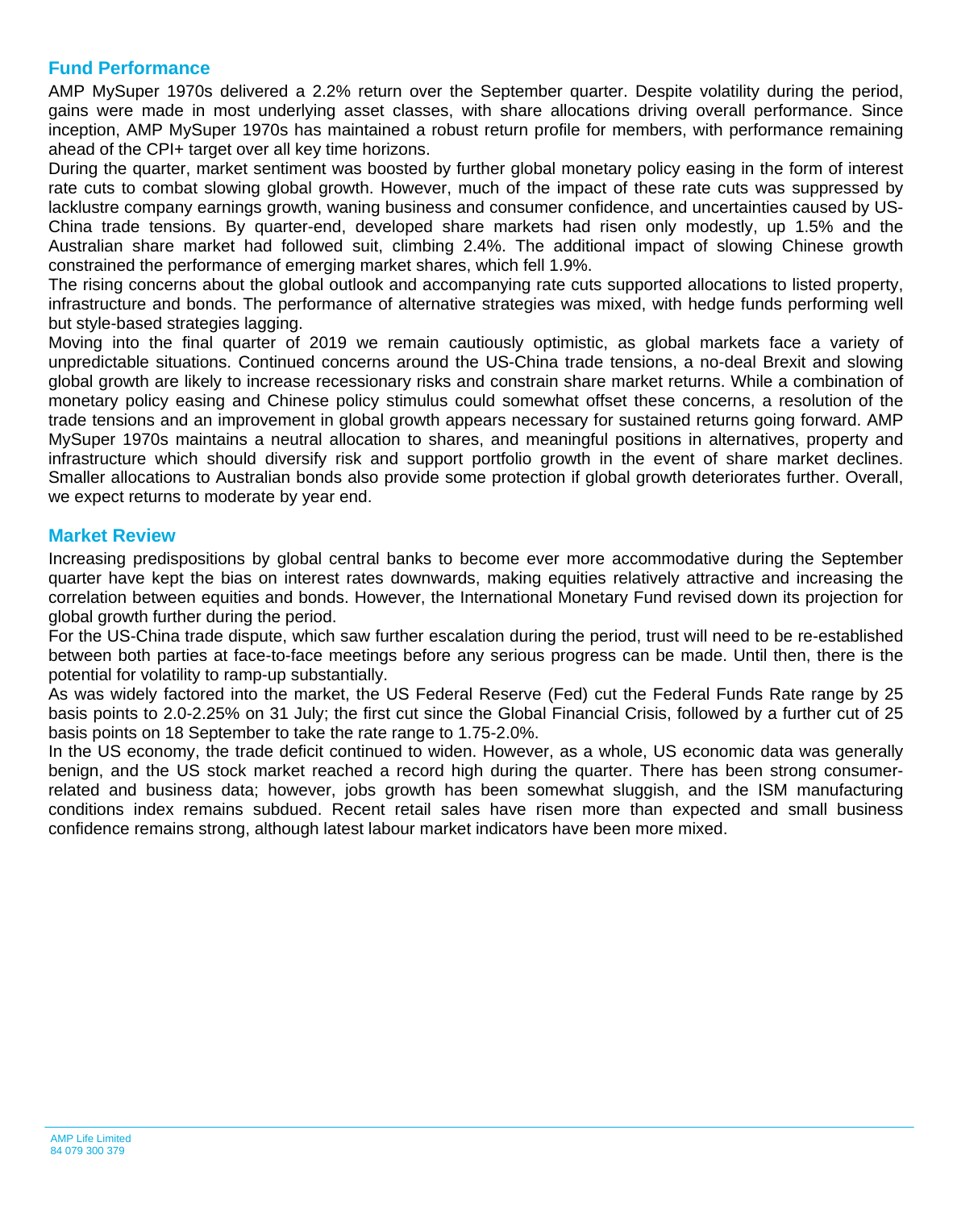## Fund Performance

AMP MySuper 1970s delivered a 2.2% return over the September quarter. Despite volatility during the period, gains were made in most underlying asset classes, with share allocations driving overall performance. Since inception, AMP MySuper 1970s has maintained a robust return profile for members, with performance remaining ahead of the CPI+ target over all key time horizons.

During the quarter, market sentiment was boosted by further global monetary policy easing in the form of interest rate cuts to combat slowing global growth. However, much of the impact of these rate cuts was suppressed by lacklustre company earnings growth, waning business and consumer confidence, and uncertainties caused by US-China trade tensions. By quarter-end, developed share markets had risen only modestly, up 1.5% and the Australian share market had followed suit, climbing 2.4%. The additional impact of slowing Chinese growth constrained the performance of emerging market shares, which fell 1.9%.

The rising concerns about the global outlook and accompanying rate cuts supported allocations to listed property, infrastructure and bonds. The performance of alternative strategies was mixed, with hedge funds performing well but style-based strategies lagging.

Moving into the final quarter of 2019 we remain cautiously optimistic, as global markets face a variety of unpredictable situations. Continued concerns around the US-China trade tensions, a no-deal Brexit and slowing global growth are likely to increase recessionary risks and constrain share market returns. While a combination of monetary policy easing and Chinese policy stimulus could somewhat offset these concerns, a resolution of the trade tensions and an improvement in global growth appears necessary for sustained returns going forward. AMP MySuper 1970s maintains a neutral allocation to shares, and meaningful positions in alternatives, property and infrastructure which should diversify risk and support portfolio growth in the event of share market declines. Smaller allocations to Australian bonds also provide some protection if global growth deteriorates further. Overall, we expect returns to moderate by year end.

## Market Review

Increasing predispositions by global central banks to become ever more accommodative during the September quarter have kept the bias on interest rates downwards, making equities relatively attractive and increasing the correlation between equities and bonds. However, the International Monetary Fund revised down its projection for global growth further during the period.

For the US-China trade dispute, which saw further escalation during the period, trust will need to be re-established between both parties at face-to-face meetings before any serious progress can be made. Until then, there is the potential for volatility to ramp-up substantially.

As was widely factored into the market, the US Federal Reserve (Fed) cut the Federal Funds Rate range by 25 basis points to 2.0-2.25% on 31 July; the first cut since the Global Financial Crisis, followed by a further cut of 25 basis points on 18 September to take the rate range to 1.75-2.0%.

In the US economy, the trade deficit continued to widen. However, as a whole, US economic data was generally benign, and the US stock market reached a record high during the quarter. There has been strong consumer-related and business data; however, jobs growth has been somewhat sluggish, and the ISM manufacturing conditions index remains subdued. Recent retail sales have risen more than expected and small business confidence remains strong, although latest labour market indicators have been more mixed.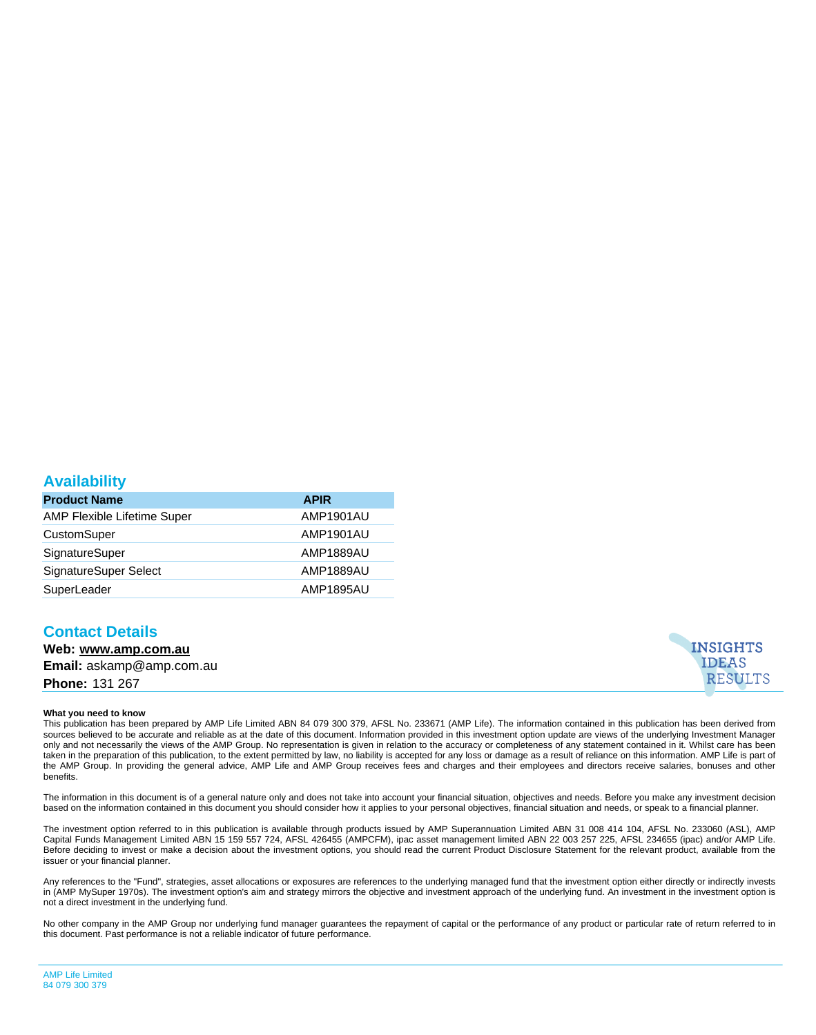## Availability

| Product Name | APIR |
| --- | --- |
| AMP Flexible Lifetime Super | AMP1901AU |
| CustomSuper | AMP1901AU |
| SignatureSuper | AMP1889AU |
| SignatureSuper Select | AMP1889AU |
| SuperLeader | AMP1895AU |

## Contact Details

**Web:** **www.amp.com.au**
**Email:** askamp@amp.com.au
**Phone:** 131 267

INSIGHTS
IDEAS
RESULTS

**What you need to know**
This publication has been prepared by AMP Life Limited ABN 84 079 300 379, AFSL No. 233671 (AMP Life). The information contained in this publication has been derived from sources believed to be accurate and reliable as at the date of this document. Information provided in this investment option update are views of the underlying Investment Manager only and not necessarily the views of the AMP Group. No representation is given in relation to the accuracy or completeness of any statement contained in it. Whilst care has been taken in the preparation of this publication, to the extent permitted by law, no liability is accepted for any loss or damage as a result of reliance on this information. AMP Life is part of the AMP Group. In providing the general advice, AMP Life and AMP Group receives fees and charges and their employees and directors receive salaries, bonuses and other benefits.

The information in this document is of a general nature only and does not take into account your financial situation, objectives and needs. Before you make any investment decision based on the information contained in this document you should consider how it applies to your personal objectives, financial situation and needs, or speak to a financial planner.

The investment option referred to in this publication is available through products issued by AMP Superannuation Limited ABN 31 008 414 104, AFSL No. 233060 (ASL), AMP Capital Funds Management Limited ABN 15 159 557 724, AFSL 426455 (AMPCFM), ipac asset management limited ABN 22 003 257 225, AFSL 234655 (ipac) and/or AMP Life. Before deciding to invest or make a decision about the investment options, you should read the current Product Disclosure Statement for the relevant product, available from the issuer or your financial planner.

Any references to the "Fund", strategies, asset allocations or exposures are references to the underlying managed fund that the investment option either directly or indirectly invests in (AMP MySuper 1970s). The investment option's aim and strategy mirrors the objective and investment approach of the underlying fund. An investment in the investment option is not a direct investment in the underlying fund.

No other company in the AMP Group nor underlying fund manager guarantees the repayment of capital or the performance of any product or particular rate of return referred to in this document. Past performance is not a reliable indicator of future performance.